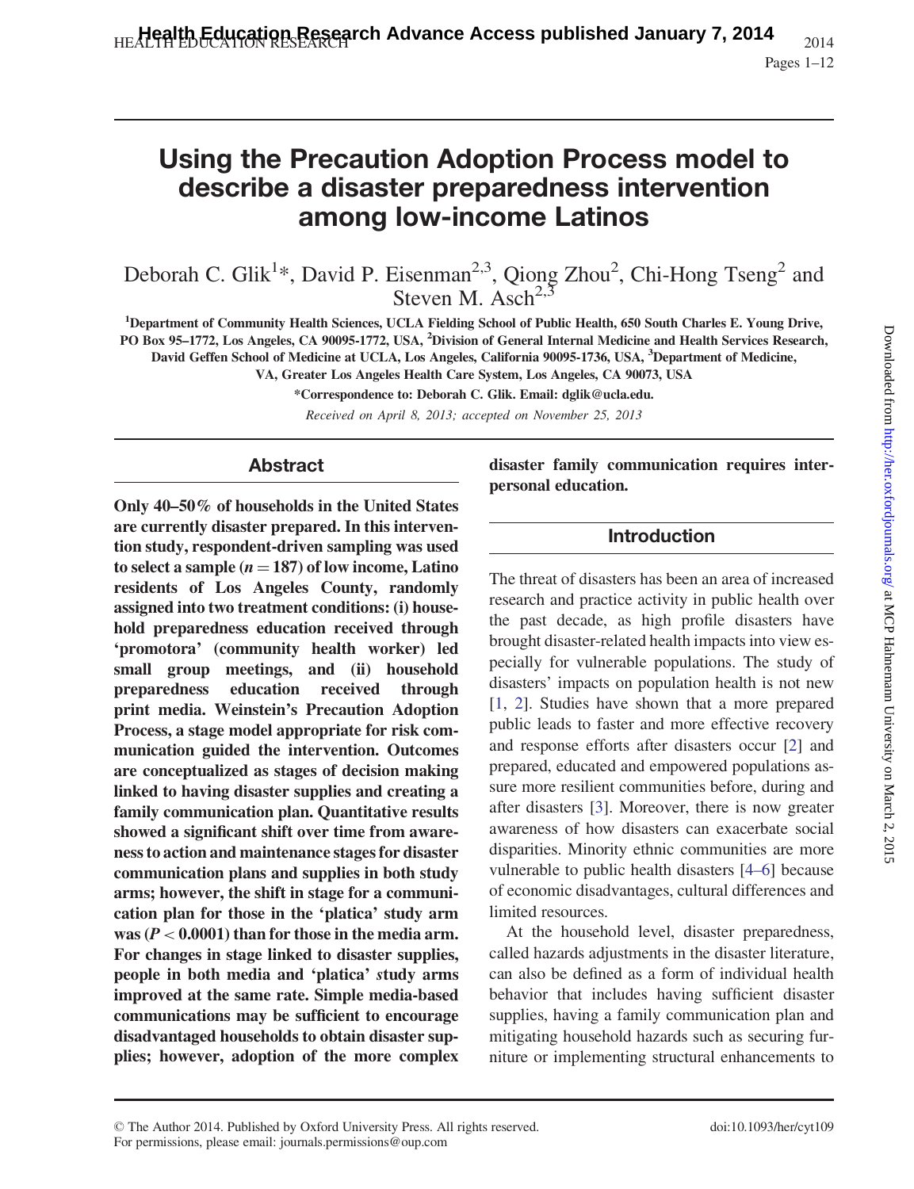# Using the Precaution Adoption Process model to describe a disaster preparedness intervention among low-income Latinos

Deborah C. Glik[1]*, David P. Eisenman[2,3], Qiong Zhou[2], Chi-Hong Tseng[2] and Steven M. Asch[2,3]

[1]Department of Community Health Sciences, UCLA Fielding School of Public Health, 650 South Charles E. Young Drive, PO Box 95–1772, Los Angeles, CA 90095-1772, USA, [2]Division of General Internal Medicine and Health Services Research, David Geffen School of Medicine at UCLA, Los Angeles, California 90095-1736, USA, [3]Department of Medicine, VA, Greater Los Angeles Health Care System, Los Angeles, CA 90073, USA

*Correspondence to: Deborah C. Glik. Email: dglik@ucla.edu.

*Received on April 8, 2013; accepted on November 25, 2013*

## Abstract

**Only 40–50% of households in the United States are currently disaster prepared. In this intervention study, respondent-driven sampling was used to select a sample ($n = 187$) of low income, Latino residents of Los Angeles County, randomly assigned into two treatment conditions: (i) household preparedness education received through 'promotora' (community health worker) led small group meetings, and (ii) household preparedness education received through print media. Weinstein's Precaution Adoption Process, a stage model appropriate for risk communication guided the intervention. Outcomes are conceptualized as stages of decision making linked to having disaster supplies and creating a family communication plan. Quantitative results showed a significant shift over time from awareness to action and maintenance stages for disaster communication plans and supplies in both study arms; however, the shift in stage for a communication plan for those in the 'platica' study arm was ($P < 0.0001$) than for those in the media arm. For changes in stage linked to disaster supplies, people in both media and 'platica' study arms improved at the same rate. Simple media-based communications may be sufficient to encourage disadvantaged households to obtain disaster supplies; however, adoption of the more complex disaster family communication requires interpersonal education.**

## Introduction

The threat of disasters has been an area of increased research and practice activity in public health over the past decade, as high profile disasters have brought disaster-related health impacts into view especially for vulnerable populations. The study of disasters' impacts on population health is not new [1, 2]. Studies have shown that a more prepared public leads to faster and more effective recovery and response efforts after disasters occur [2] and prepared, educated and empowered populations assure more resilient communities before, during and after disasters [3]. Moreover, there is now greater awareness of how disasters can exacerbate social disparities. Minority ethnic communities are more vulnerable to public health disasters [4–6] because of economic disadvantages, cultural differences and limited resources.

At the household level, disaster preparedness, called hazards adjustments in the disaster literature, can also be defined as a form of individual health behavior that includes having sufficient disaster supplies, having a family communication plan and mitigating household hazards such as securing furniture or implementing structural enhancements to

© The Author 2014. Published by Oxford University Press. All rights reserved. For permissions, please email: journals.permissions@oup.com

doi:10.1093/her/cyt109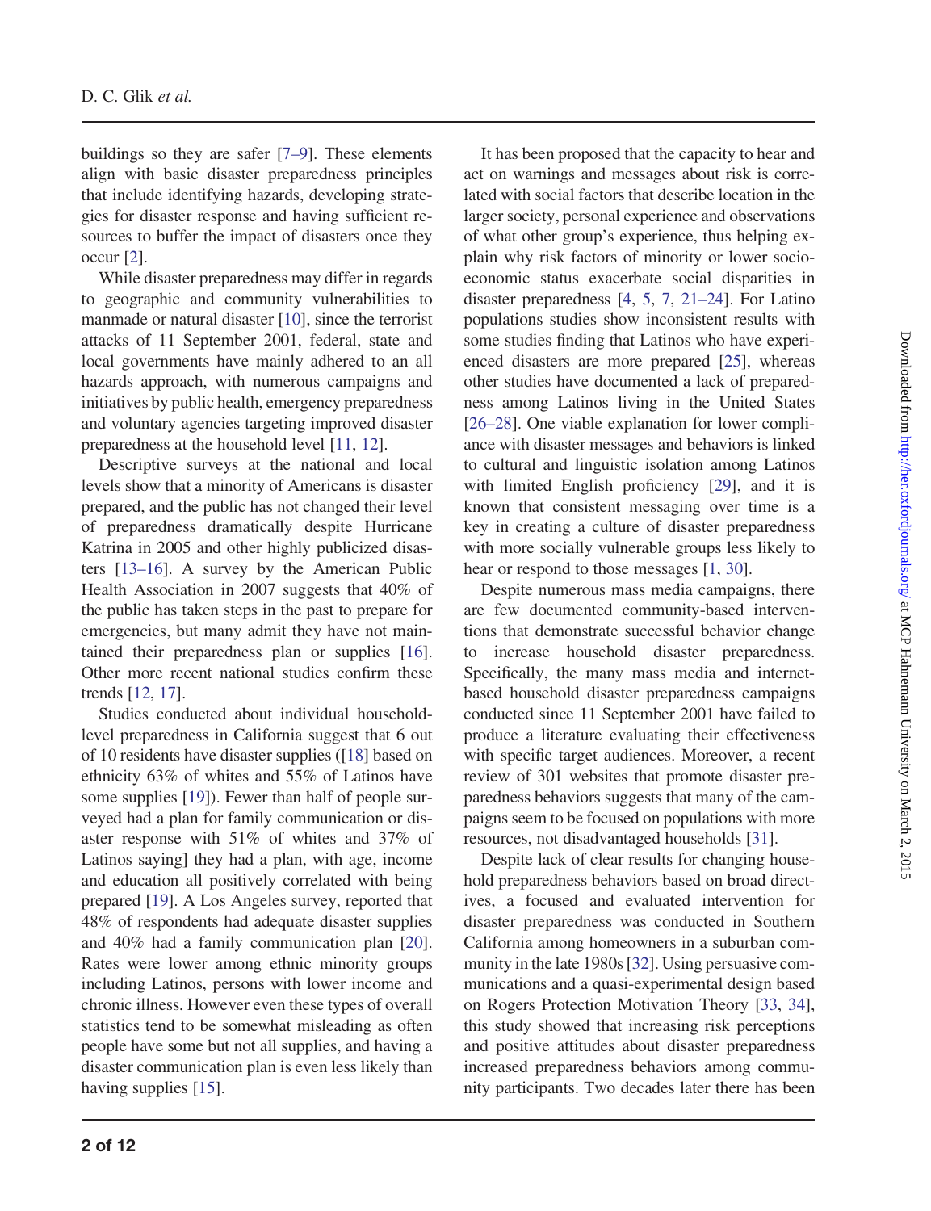buildings so they are safer [7–9]. These elements align with basic disaster preparedness principles that include identifying hazards, developing strategies for disaster response and having sufficient resources to buffer the impact of disasters once they occur [2].

While disaster preparedness may differ in regards to geographic and community vulnerabilities to manmade or natural disaster [10], since the terrorist attacks of 11 September 2001, federal, state and local governments have mainly adhered to an all hazards approach, with numerous campaigns and initiatives by public health, emergency preparedness and voluntary agencies targeting improved disaster preparedness at the household level [11, 12].

Descriptive surveys at the national and local levels show that a minority of Americans is disaster prepared, and the public has not changed their level of preparedness dramatically despite Hurricane Katrina in 2005 and other highly publicized disasters [13–16]. A survey by the American Public Health Association in 2007 suggests that 40% of the public has taken steps in the past to prepare for emergencies, but many admit they have not maintained their preparedness plan or supplies [16]. Other more recent national studies confirm these trends [12, 17].

Studies conducted about individual household-level preparedness in California suggest that 6 out of 10 residents have disaster supplies ([18] based on ethnicity 63% of whites and 55% of Latinos have some supplies [19]). Fewer than half of people surveyed had a plan for family communication or disaster response with 51% of whites and 37% of Latinos saying] they had a plan, with age, income and education all positively correlated with being prepared [19]. A Los Angeles survey, reported that 48% of respondents had adequate disaster supplies and 40% had a family communication plan [20]. Rates were lower among ethnic minority groups including Latinos, persons with lower income and chronic illness. However even these types of overall statistics tend to be somewhat misleading as often people have some but not all supplies, and having a disaster communication plan is even less likely than having supplies [15].

It has been proposed that the capacity to hear and act on warnings and messages about risk is correlated with social factors that describe location in the larger society, personal experience and observations of what other group's experience, thus helping explain why risk factors of minority or lower socioeconomic status exacerbate social disparities in disaster preparedness [4, 5, 7, 21–24]. For Latino populations studies show inconsistent results with some studies finding that Latinos who have experienced disasters are more prepared [25], whereas other studies have documented a lack of preparedness among Latinos living in the United States [26–28]. One viable explanation for lower compliance with disaster messages and behaviors is linked to cultural and linguistic isolation among Latinos with limited English proficiency [29], and it is known that consistent messaging over time is a key in creating a culture of disaster preparedness with more socially vulnerable groups less likely to hear or respond to those messages [1, 30].

Despite numerous mass media campaigns, there are few documented community-based interventions that demonstrate successful behavior change to increase household disaster preparedness. Specifically, the many mass media and internet-based household disaster preparedness campaigns conducted since 11 September 2001 have failed to produce a literature evaluating their effectiveness with specific target audiences. Moreover, a recent review of 301 websites that promote disaster preparedness behaviors suggests that many of the campaigns seem to be focused on populations with more resources, not disadvantaged households [31].

Despite lack of clear results for changing household preparedness behaviors based on broad directives, a focused and evaluated intervention for disaster preparedness was conducted in Southern California among homeowners in a suburban community in the late 1980s [32]. Using persuasive communications and a quasi-experimental design based on Rogers Protection Motivation Theory [33, 34], this study showed that increasing risk perceptions and positive attitudes about disaster preparedness increased preparedness behaviors among community participants. Two decades later there has been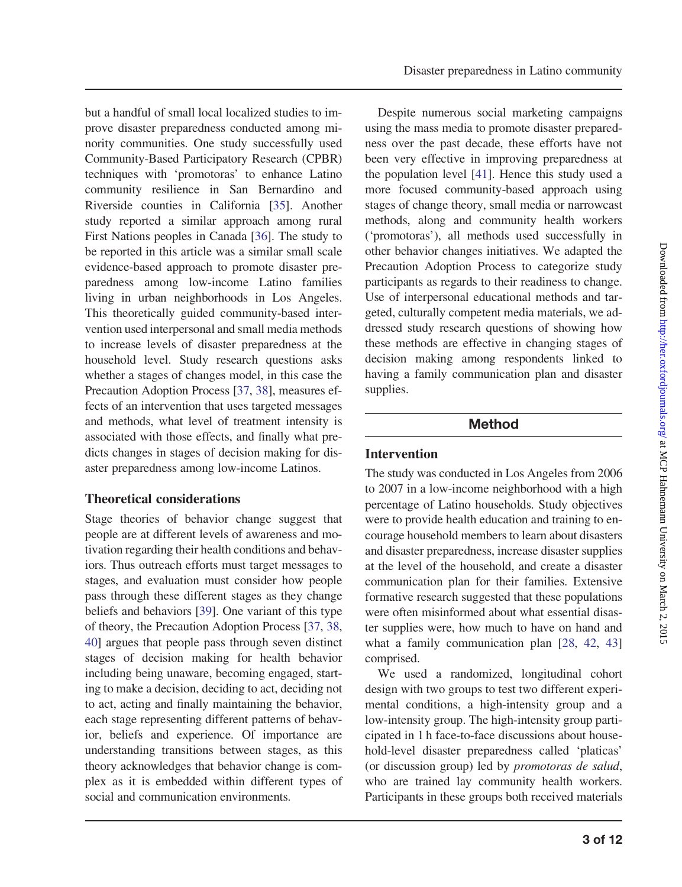but a handful of small local localized studies to improve disaster preparedness conducted among minority communities. One study successfully used Community-Based Participatory Research (CPBR) techniques with 'promotoras' to enhance Latino community resilience in San Bernardino and Riverside counties in California [35]. Another study reported a similar approach among rural First Nations peoples in Canada [36]. The study to be reported in this article was a similar small scale evidence-based approach to promote disaster preparedness among low-income Latino families living in urban neighborhoods in Los Angeles. This theoretically guided community-based intervention used interpersonal and small media methods to increase levels of disaster preparedness at the household level. Study research questions asks whether a stages of changes model, in this case the Precaution Adoption Process [37, 38], measures effects of an intervention that uses targeted messages and methods, what level of treatment intensity is associated with those effects, and finally what predicts changes in stages of decision making for disaster preparedness among low-income Latinos.

### Theoretical considerations

Stage theories of behavior change suggest that people are at different levels of awareness and motivation regarding their health conditions and behaviors. Thus outreach efforts must target messages to stages, and evaluation must consider how people pass through these different stages as they change beliefs and behaviors [39]. One variant of this type of theory, the Precaution Adoption Process [37, 38, 40] argues that people pass through seven distinct stages of decision making for health behavior including being unaware, becoming engaged, starting to make a decision, deciding to act, deciding not to act, acting and finally maintaining the behavior, each stage representing different patterns of behavior, beliefs and experience. Of importance are understanding transitions between stages, as this theory acknowledges that behavior change is complex as it is embedded within different types of social and communication environments.

Despite numerous social marketing campaigns using the mass media to promote disaster preparedness over the past decade, these efforts have not been very effective in improving preparedness at the population level [41]. Hence this study used a more focused community-based approach using stages of change theory, small media or narrowcast methods, along and community health workers ('promotoras'), all methods used successfully in other behavior changes initiatives. We adapted the Precaution Adoption Process to categorize study participants as regards to their readiness to change. Use of interpersonal educational methods and targeted, culturally competent media materials, we addressed study research questions of showing how these methods are effective in changing stages of decision making among respondents linked to having a family communication plan and disaster supplies.

## Method

### Intervention

The study was conducted in Los Angeles from 2006 to 2007 in a low-income neighborhood with a high percentage of Latino households. Study objectives were to provide health education and training to encourage household members to learn about disasters and disaster preparedness, increase disaster supplies at the level of the household, and create a disaster communication plan for their families. Extensive formative research suggested that these populations were often misinformed about what essential disaster supplies were, how much to have on hand and what a family communication plan [28, 42, 43] comprised.

We used a randomized, longitudinal cohort design with two groups to test two different experimental conditions, a high-intensity group and a low-intensity group. The high-intensity group participated in 1 h face-to-face discussions about household-level disaster preparedness called 'platicas' (or discussion group) led by *promotoras de salud*, who are trained lay community health workers. Participants in these groups both received materials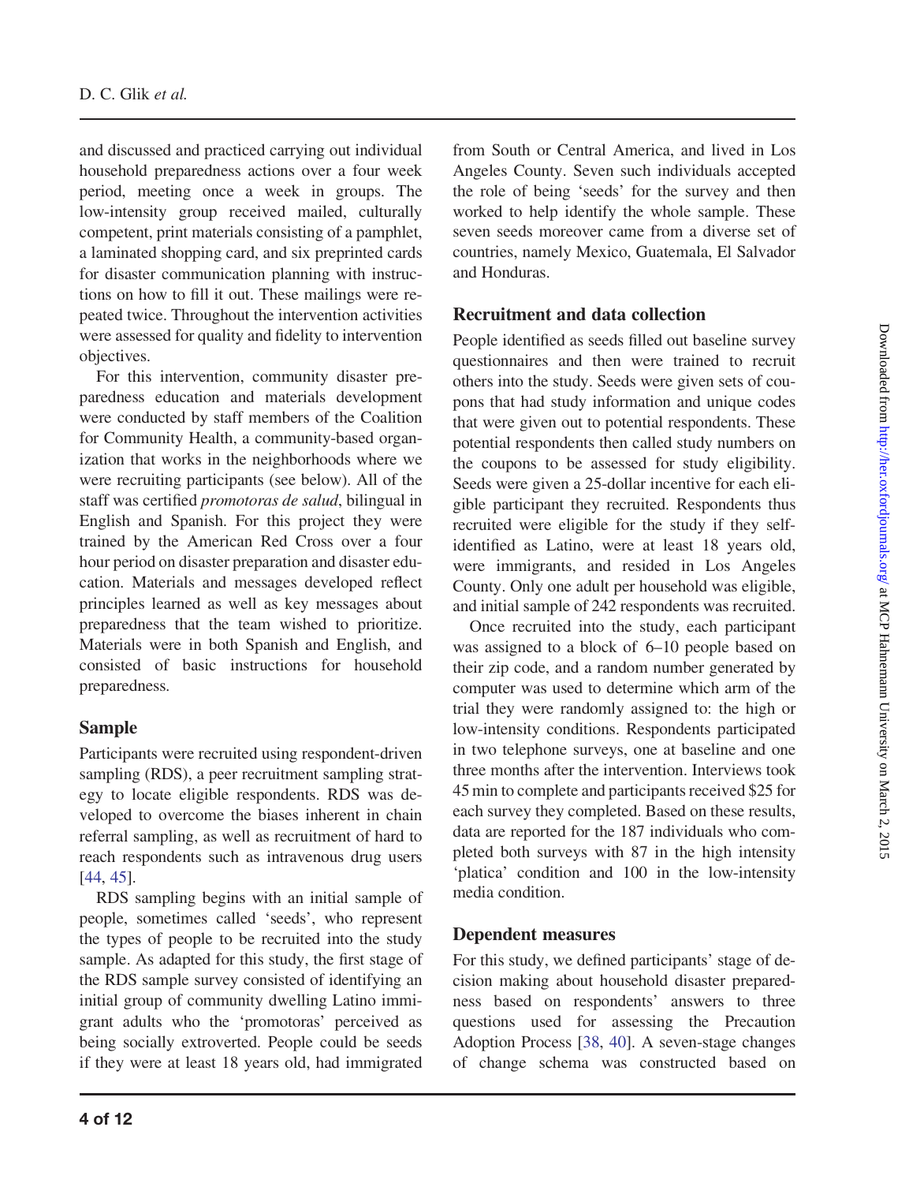and discussed and practiced carrying out individual household preparedness actions over a four week period, meeting once a week in groups. The low-intensity group received mailed, culturally competent, print materials consisting of a pamphlet, a laminated shopping card, and six preprinted cards for disaster communication planning with instructions on how to fill it out. These mailings were repeated twice. Throughout the intervention activities were assessed for quality and fidelity to intervention objectives.

For this intervention, community disaster preparedness education and materials development were conducted by staff members of the Coalition for Community Health, a community-based organization that works in the neighborhoods where we were recruiting participants (see below). All of the staff was certified *promotoras de salud*, bilingual in English and Spanish. For this project they were trained by the American Red Cross over a four hour period on disaster preparation and disaster education. Materials and messages developed reflect principles learned as well as key messages about preparedness that the team wished to prioritize. Materials were in both Spanish and English, and consisted of basic instructions for household preparedness.

## Sample

Participants were recruited using respondent-driven sampling (RDS), a peer recruitment sampling strategy to locate eligible respondents. RDS was developed to overcome the biases inherent in chain referral sampling, as well as recruitment of hard to reach respondents such as intravenous drug users [44, 45].

RDS sampling begins with an initial sample of people, sometimes called 'seeds', who represent the types of people to be recruited into the study sample. As adapted for this study, the first stage of the RDS sample survey consisted of identifying an initial group of community dwelling Latino immigrant adults who the 'promotoras' perceived as being socially extroverted. People could be seeds if they were at least 18 years old, had immigrated from South or Central America, and lived in Los Angeles County. Seven such individuals accepted the role of being 'seeds' for the survey and then worked to help identify the whole sample. These seven seeds moreover came from a diverse set of countries, namely Mexico, Guatemala, El Salvador and Honduras.

## Recruitment and data collection

People identified as seeds filled out baseline survey questionnaires and then were trained to recruit others into the study. Seeds were given sets of coupons that had study information and unique codes that were given out to potential respondents. These potential respondents then called study numbers on the coupons to be assessed for study eligibility. Seeds were given a 25-dollar incentive for each eligible participant they recruited. Respondents thus recruited were eligible for the study if they self-identified as Latino, were at least 18 years old, were immigrants, and resided in Los Angeles County. Only one adult per household was eligible, and initial sample of 242 respondents was recruited.

Once recruited into the study, each participant was assigned to a block of 6–10 people based on their zip code, and a random number generated by computer was used to determine which arm of the trial they were randomly assigned to: the high or low-intensity conditions. Respondents participated in two telephone surveys, one at baseline and one three months after the intervention. Interviews took 45 min to complete and participants received $25 for each survey they completed. Based on these results, data are reported for the 187 individuals who completed both surveys with 87 in the high intensity 'platica' condition and 100 in the low-intensity media condition.

## Dependent measures

For this study, we defined participants' stage of decision making about household disaster preparedness based on respondents' answers to three questions used for assessing the Precaution Adoption Process [38, 40]. A seven-stage changes of change schema was constructed based on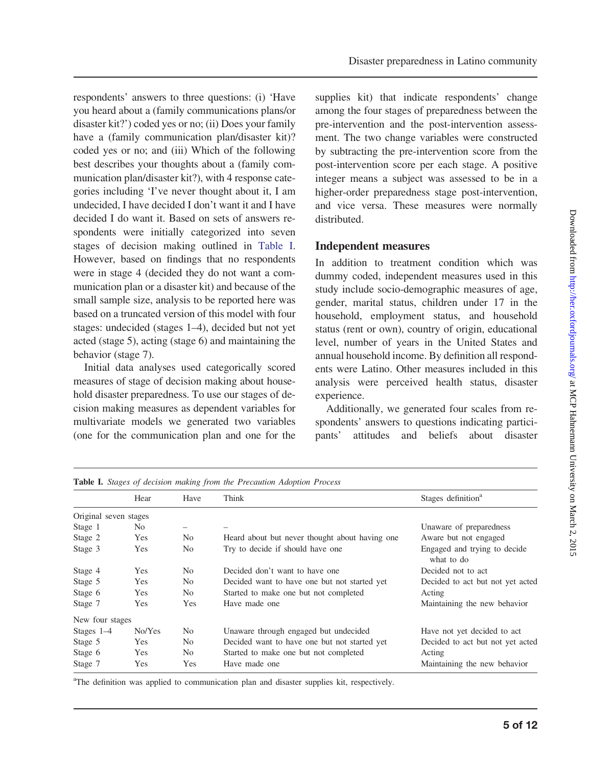respondents' answers to three questions: (i) 'Have you heard about a (family communications plans/or disaster kit?') coded yes or no; (ii) Does your family have a (family communication plan/disaster kit)? coded yes or no; and (iii) Which of the following best describes your thoughts about a (family communication plan/disaster kit?), with 4 response categories including 'I've never thought about it, I am undecided, I have decided I don't want it and I have decided I do want it. Based on sets of answers respondents were initially categorized into seven stages of decision making outlined in Table I. However, based on findings that no respondents were in stage 4 (decided they do not want a communication plan or a disaster kit) and because of the small sample size, analysis to be reported here was based on a truncated version of this model with four stages: undecided (stages 1–4), decided but not yet acted (stage 5), acting (stage 6) and maintaining the behavior (stage 7).

Initial data analyses used categorically scored measures of stage of decision making about household disaster preparedness. To use our stages of decision making measures as dependent variables for multivariate models we generated two variables (one for the communication plan and one for the supplies kit) that indicate respondents' change among the four stages of preparedness between the pre-intervention and the post-intervention assessment. The two change variables were constructed by subtracting the pre-intervention score from the post-intervention score per each stage. A positive integer means a subject was assessed to be in a higher-order preparedness stage post-intervention, and vice versa. These measures were normally distributed.

## Independent measures

In addition to treatment condition which was dummy coded, independent measures used in this study include socio-demographic measures of age, gender, marital status, children under 17 in the household, employment status, and household status (rent or own), country of origin, educational level, number of years in the United States and annual household income. By definition all respondents were Latino. Other measures included in this analysis were perceived health status, disaster experience.

Additionally, we generated four scales from respondents' answers to questions indicating participants' attitudes and beliefs about disaster

**Table I.** *Stages of decision making from the Precaution Adoption Process*

| | Hear | Have | Think | Stages definition[a] |
|---|---|---|---|---|
| Original seven stages | | | | |
| Stage 1 | No | – | – | Unaware of preparedness |
| Stage 2 | Yes | No | Heard about but never thought about having one | Aware but not engaged |
| Stage 3 | Yes | No | Try to decide if should have one | Engaged and trying to decide what to do |
| Stage 4 | Yes | No | Decided don't want to have one | Decided not to act |
| Stage 5 | Yes | No | Decided want to have one but not started yet | Decided to act but not yet acted |
| Stage 6 | Yes | No | Started to make one but not completed | Acting |
| Stage 7 | Yes | Yes | Have made one | Maintaining the new behavior |
| New four stages | | | | |
| Stages 1–4 | No/Yes | No | Unaware through engaged but undecided | Have not yet decided to act |
| Stage 5 | Yes | No | Decided want to have one but not started yet | Decided to act but not yet acted |
| Stage 6 | Yes | No | Started to make one but not completed | Acting |
| Stage 7 | Yes | Yes | Have made one | Maintaining the new behavior |

[a]The definition was applied to communication plan and disaster supplies kit, respectively.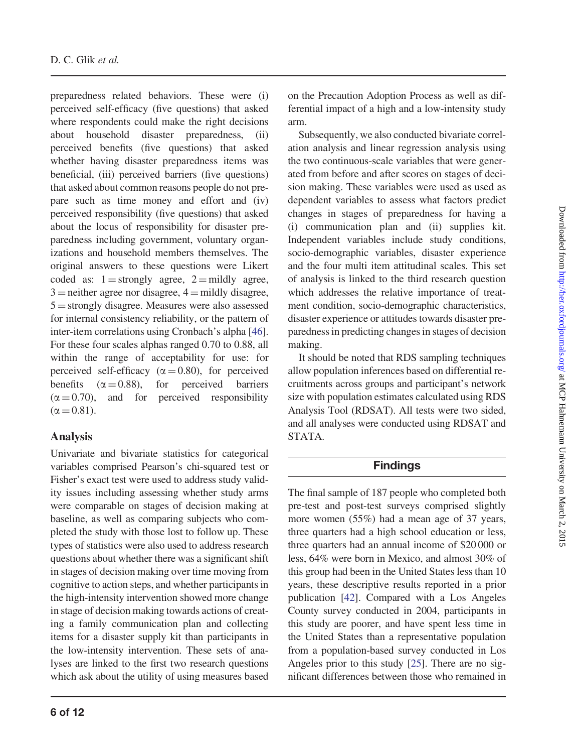preparedness related behaviors. These were (i) perceived self-efficacy (five questions) that asked where respondents could make the right decisions about household disaster preparedness, (ii) perceived benefits (five questions) that asked whether having disaster preparedness items was beneficial, (iii) perceived barriers (five questions) that asked about common reasons people do not prepare such as time money and effort and (iv) perceived responsibility (five questions) that asked about the locus of responsibility for disaster preparedness including government, voluntary organizations and household members themselves. The original answers to these questions were Likert coded as: 1 = strongly agree, 2 = mildly agree, 3 = neither agree nor disagree, 4 = mildly disagree, 5 = strongly disagree. Measures were also assessed for internal consistency reliability, or the pattern of inter-item correlations using Cronbach's alpha [46]. For these four scales alphas ranged 0.70 to 0.88, all within the range of acceptability for use: for perceived self-efficacy ($\alpha = 0.80$), for perceived benefits ($\alpha = 0.88$), for perceived barriers ($\alpha = 0.70$), and for perceived responsibility ($\alpha = 0.81$).

### Analysis

Univariate and bivariate statistics for categorical variables comprised Pearson's chi-squared test or Fisher's exact test were used to address study validity issues including assessing whether study arms were comparable on stages of decision making at baseline, as well as comparing subjects who completed the study with those lost to follow up. These types of statistics were also used to address research questions about whether there was a significant shift in stages of decision making over time moving from cognitive to action steps, and whether participants in the high-intensity intervention showed more change in stage of decision making towards actions of creating a family communication plan and collecting items for a disaster supply kit than participants in the low-intensity intervention. These sets of analyses are linked to the first two research questions which ask about the utility of using measures based on the Precaution Adoption Process as well as differential impact of a high and a low-intensity study arm.

Subsequently, we also conducted bivariate correlation analysis and linear regression analysis using the two continuous-scale variables that were generated from before and after scores on stages of decision making. These variables were used as used as dependent variables to assess what factors predict changes in stages of preparedness for having a (i) communication plan and (ii) supplies kit. Independent variables include study conditions, socio-demographic variables, disaster experience and the four multi item attitudinal scales. This set of analysis is linked to the third research question which addresses the relative importance of treatment condition, socio-demographic characteristics, disaster experience or attitudes towards disaster preparedness in predicting changes in stages of decision making.

It should be noted that RDS sampling techniques allow population inferences based on differential recruitments across groups and participant's network size with population estimates calculated using RDS Analysis Tool (RDSAT). All tests were two sided, and all analyses were conducted using RDSAT and STATA.

## Findings

The final sample of 187 people who completed both pre-test and post-test surveys comprised slightly more women (55%) had a mean age of 37 years, three quarters had a high school education or less, three quarters had an annual income of $20 000 or less, 64% were born in Mexico, and almost 30% of this group had been in the United States less than 10 years, these descriptive results reported in a prior publication [42]. Compared with a Los Angeles County survey conducted in 2004, participants in this study are poorer, and have spent less time in the United States than a representative population from a population-based survey conducted in Los Angeles prior to this study [25]. There are no significant differences between those who remained in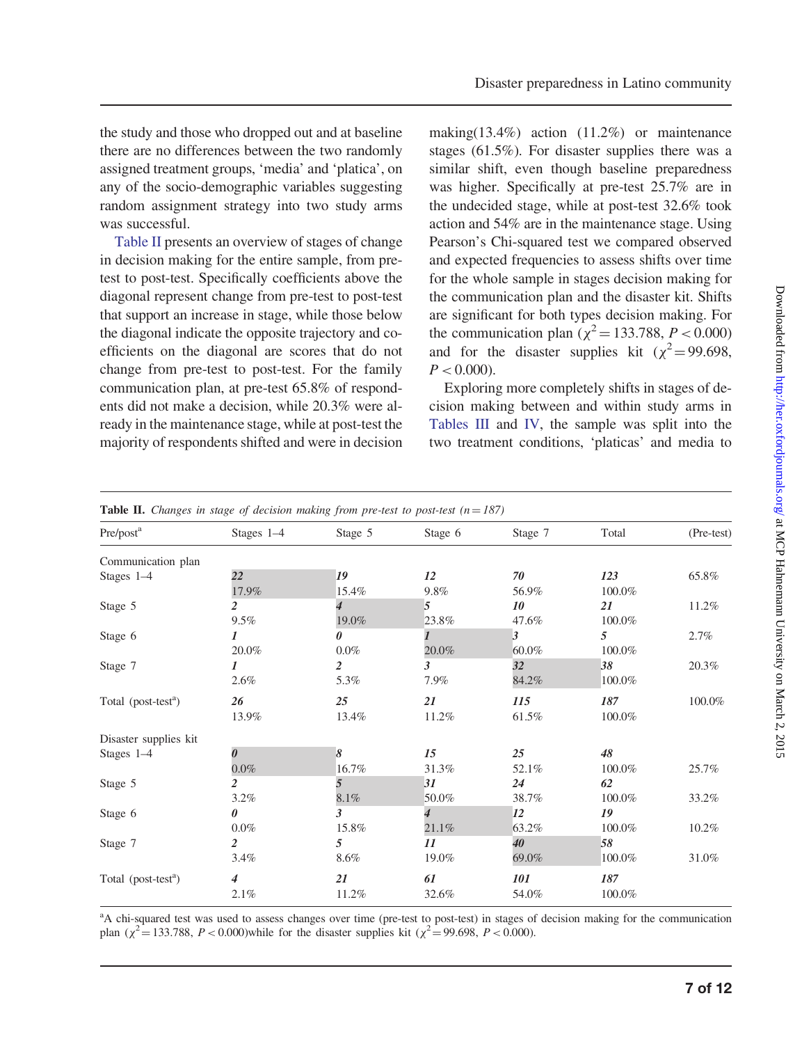the study and those who dropped out and at baseline there are no differences between the two randomly assigned treatment groups, 'media' and 'platica', on any of the socio-demographic variables suggesting random assignment strategy into two study arms was successful.

Table II presents an overview of stages of change in decision making for the entire sample, from pre-test to post-test. Specifically coefficients above the diagonal represent change from pre-test to post-test that support an increase in stage, while those below the diagonal indicate the opposite trajectory and coefficients on the diagonal are scores that do not change from pre-test to post-test. For the family communication plan, at pre-test 65.8% of respondents did not make a decision, while 20.3% were already in the maintenance stage, while at post-test the majority of respondents shifted and were in decision making(13.4%) action (11.2%) or maintenance stages (61.5%). For disaster supplies there was a similar shift, even though baseline preparedness was higher. Specifically at pre-test 25.7% are in the undecided stage, while at post-test 32.6% took action and 54% are in the maintenance stage. Using Pearson's Chi-squared test we compared observed and expected frequencies to assess shifts over time for the whole sample in stages decision making for the communication plan and the disaster kit. Shifts are significant for both types decision making. For the communication plan ($\chi^2 = 133.788$, $P < 0.000$) and for the disaster supplies kit ($\chi^2 = 99.698$, $P < 0.000$).

Exploring more completely shifts in stages of decision making between and within study arms in Tables III and IV, the sample was split into the two treatment conditions, 'platicas' and media to

**Table II.** *Changes in stage of decision making from pre-test to post-test (n = 187)*

| Pre/post[a] | Stages 1–4 | Stage 5 | Stage 6 | Stage 7 | Total | (Pre-test) |
|---|---|---|---|---|---|---|
| Communication plan | | | | | | |
| Stages 1–4 | *22* 17.9% | *19* 15.4% | *12* 9.8% | *70* 56.9% | *123* 100.0% | 65.8% |
| Stage 5 | *2* 9.5% | *4* 19.0% | *5* 23.8% | *10* 47.6% | *21* 100.0% | 11.2% |
| Stage 6 | *1* 20.0% | *0* 0.0% | *1* 20.0% | *3* 60.0% | *5* 100.0% | 2.7% |
| Stage 7 | *1* 2.6% | *2* 5.3% | *3* 7.9% | *32* 84.2% | *38* 100.0% | 20.3% |
| Total (post-test[a]) | *26* 13.9% | *25* 13.4% | *21* 11.2% | *115* 61.5% | *187* 100.0% | 100.0% |
| Disaster supplies kit | | | | | | |
| Stages 1–4 | *0* 0.0% | *8* 16.7% | *15* 31.3% | *25* 52.1% | *48* 100.0% | 25.7% |
| Stage 5 | *2* 3.2% | *5* 8.1% | *31* 50.0% | *24* 38.7% | *62* 100.0% | 33.2% |
| Stage 6 | *0* 0.0% | *3* 15.8% | *4* 21.1% | *12* 63.2% | *19* 100.0% | 10.2% |
| Stage 7 | *2* 3.4% | *5* 8.6% | *11* 19.0% | *40* 69.0% | *58* 100.0% | 31.0% |
| Total (post-test[a]) | *4* 2.1% | *21* 11.2% | *61* 32.6% | *101* 54.0% | *187* 100.0% | |

[a]A chi-squared test was used to assess changes over time (pre-test to post-test) in stages of decision making for the communication plan ($\chi^2 = 133.788$, $P < 0.000$)while for the disaster supplies kit ($\chi^2 = 99.698$, $P < 0.000$).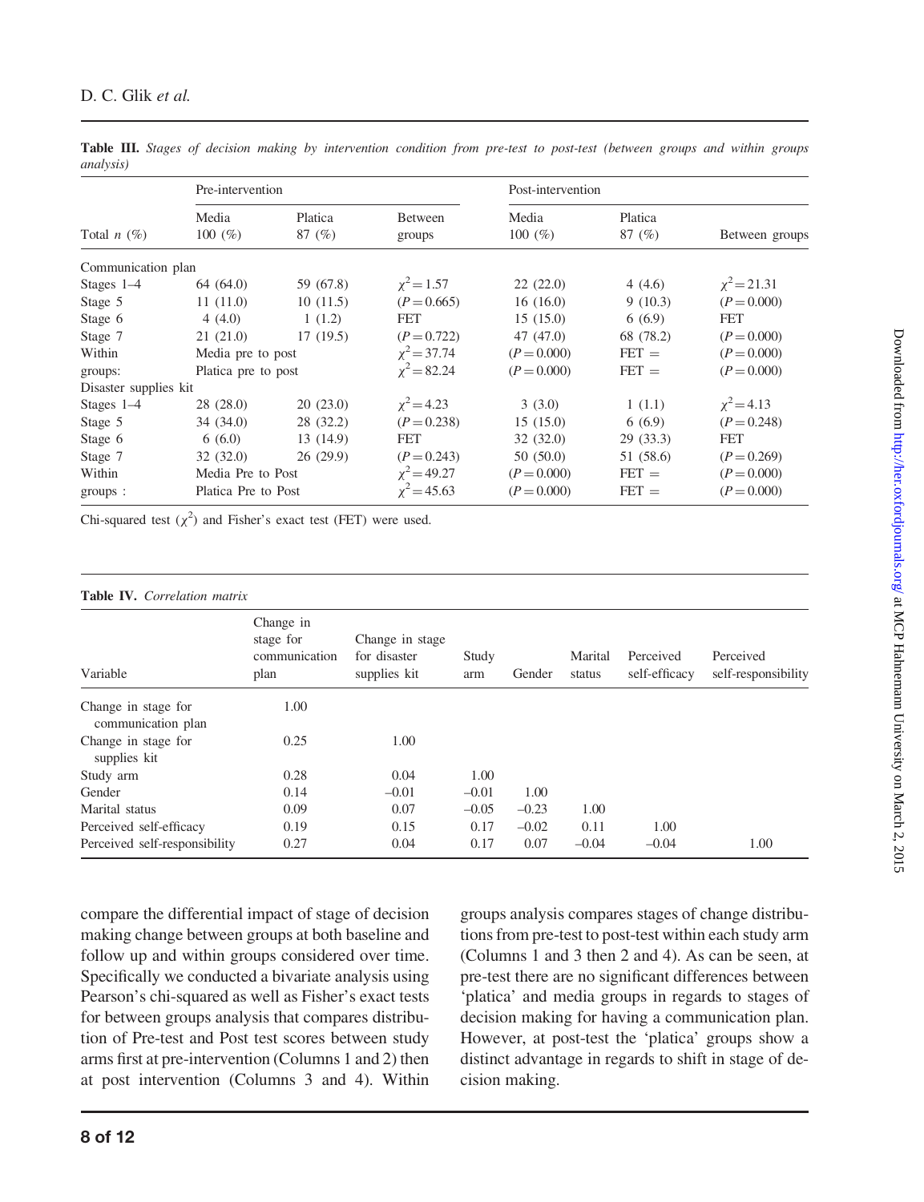**Table III.** *Stages of decision making by intervention condition from pre-test to post-test (between groups and within groups analysis)*

| Total $n$ (%) | Pre-intervention Media 100 (%) | Pre-intervention Platica 87 (%) | Between groups | Post-intervention Media 100 (%) | Post-intervention Platica 87 (%) | Between groups |
|---|---|---|---|---|---|---|
| Communication plan | | | | | | |
| Stages 1–4 | 64 (64.0) | 59 (67.8) | $\chi^2 = 1.57$ | 22 (22.0) | 4 (4.6) | $\chi^2 = 21.31$ |
| Stage 5 | 11 (11.0) | 10 (11.5) | ($P = 0.665$) | 16 (16.0) | 9 (10.3) | ($P = 0.000$) |
| Stage 6 | 4 (4.0) | 1 (1.2) | FET | 15 (15.0) | 6 (6.9) | FET |
| Stage 7 | 21 (21.0) | 17 (19.5) | ($P = 0.722$) | 47 (47.0) | 68 (78.2) | ($P = 0.000$) |
| Within | Media pre to post | | $\chi^2 = 37.74$ | ($P = 0.000$) | FET = | ($P = 0.000$) |
| groups: | Platica pre to post | | $\chi^2 = 82.24$ | ($P = 0.000$) | FET = | ($P = 0.000$) |
| Disaster supplies kit | | | | | | |
| Stages 1–4 | 28 (28.0) | 20 (23.0) | $\chi^2 = 4.23$ | 3 (3.0) | 1 (1.1) | $\chi^2 = 4.13$ |
| Stage 5 | 34 (34.0) | 28 (32.2) | ($P = 0.238$) | 15 (15.0) | 6 (6.9) | ($P = 0.248$) |
| Stage 6 | 6 (6.0) | 13 (14.9) | FET | 32 (32.0) | 29 (33.3) | FET |
| Stage 7 | 32 (32.0) | 26 (29.9) | ($P = 0.243$) | 50 (50.0) | 51 (58.6) | ($P = 0.269$) |
| Within | Media Pre to Post | | $\chi^2 = 49.27$ | ($P = 0.000$) | FET = | ($P = 0.000$) |
| groups : | Platica Pre to Post | | $\chi^2 = 45.63$ | ($P = 0.000$) | FET = | ($P = 0.000$) |

Chi-squared test ($\chi^2$) and Fisher's exact test (FET) were used.

**Table IV.** *Correlation matrix*

| Variable | Change in stage for communication plan | Change in stage for disaster supplies kit | Study arm | Gender | Marital status | Perceived self-efficacy | Perceived self-responsibility |
|---|---|---|---|---|---|---|---|
| Change in stage for communication plan | 1.00 | | | | | | |
| Change in stage for supplies kit | 0.25 | 1.00 | | | | | |
| Study arm | 0.28 | 0.04 | 1.00 | | | | |
| Gender | 0.14 | −0.01 | −0.01 | 1.00 | | | |
| Marital status | 0.09 | 0.07 | −0.05 | −0.23 | 1.00 | | |
| Perceived self-efficacy | 0.19 | 0.15 | 0.17 | −0.02 | 0.11 | 1.00 | |
| Perceived self-responsibility | 0.27 | 0.04 | 0.17 | 0.07 | −0.04 | −0.04 | 1.00 |

compare the differential impact of stage of decision making change between groups at both baseline and follow up and within groups considered over time. Specifically we conducted a bivariate analysis using Pearson's chi-squared as well as Fisher's exact tests for between groups analysis that compares distribution of Pre-test and Post test scores between study arms first at pre-intervention (Columns 1 and 2) then at post intervention (Columns 3 and 4). Within groups analysis compares stages of change distributions from pre-test to post-test within each study arm (Columns 1 and 3 then 2 and 4). As can be seen, at pre-test there are no significant differences between 'platica' and media groups in regards to stages of decision making for having a communication plan. However, at post-test the 'platica' groups show a distinct advantage in regards to shift in stage of decision making.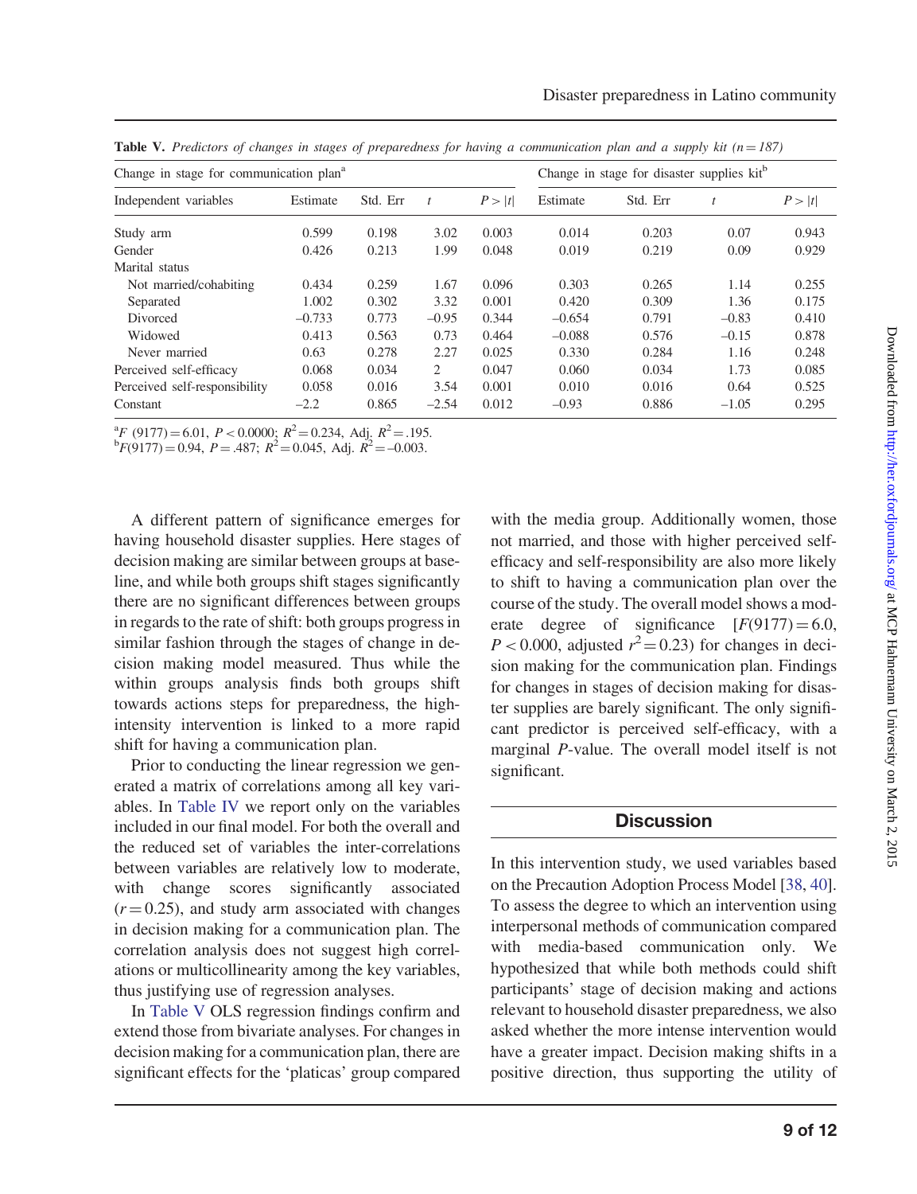**Table V.** *Predictors of changes in stages of preparedness for having a communication plan and a supply kit (n = 187)*

| Change in stage for communication plan[a] | | | | | Change in stage for disaster supplies kit[b] | | | |
|---|---|---|---|---|---|---|---|---|
| Independent variables | Estimate | Std. Err | $t$ | $P > \|t\|$ | Estimate | Std. Err | $t$ | $P > \|t\|$ |
| Study arm | 0.599 | 0.198 | 3.02 | 0.003 | 0.014 | 0.203 | 0.07 | 0.943 |
| Gender | 0.426 | 0.213 | 1.99 | 0.048 | 0.019 | 0.219 | 0.09 | 0.929 |
| Marital status | | | | | | | | |
| Not married/cohabiting | 0.434 | 0.259 | 1.67 | 0.096 | 0.303 | 0.265 | 1.14 | 0.255 |
| Separated | 1.002 | 0.302 | 3.32 | 0.001 | 0.420 | 0.309 | 1.36 | 0.175 |
| Divorced | –0.733 | 0.773 | –0.95 | 0.344 | –0.654 | 0.791 | –0.83 | 0.410 |
| Widowed | 0.413 | 0.563 | 0.73 | 0.464 | –0.088 | 0.576 | –0.15 | 0.878 |
| Never married | 0.63 | 0.278 | 2.27 | 0.025 | 0.330 | 0.284 | 1.16 | 0.248 |
| Perceived self-efficacy | 0.068 | 0.034 | 2 | 0.047 | 0.060 | 0.034 | 1.73 | 0.085 |
| Perceived self-responsibility | 0.058 | 0.016 | 3.54 | 0.001 | 0.010 | 0.016 | 0.64 | 0.525 |
| Constant | –2.2 | 0.865 | –2.54 | 0.012 | –0.93 | 0.886 | –1.05 | 0.295 |

[a] $F$ (9177) = 6.01, $P < 0.0000$; $R^2 = 0.234$, Adj. $R^2 = .195$.
[b] $F$(9177) = 0.94, $P = .487$; $R^2 = 0.045$, Adj. $R^2 = –0.003$.

A different pattern of significance emerges for having household disaster supplies. Here stages of decision making are similar between groups at baseline, and while both groups shift stages significantly there are no significant differences between groups in regards to the rate of shift: both groups progress in similar fashion through the stages of change in decision making model measured. Thus while the within groups analysis finds both groups shift towards actions steps for preparedness, the high-intensity intervention is linked to a more rapid shift for having a communication plan.

Prior to conducting the linear regression we generated a matrix of correlations among all key variables. In Table IV we report only on the variables included in our final model. For both the overall and the reduced set of variables the inter-correlations between variables are relatively low to moderate, with change scores significantly associated ($r = 0.25$), and study arm associated with changes in decision making for a communication plan. The correlation analysis does not suggest high correlations or multicollinearity among the key variables, thus justifying use of regression analyses.

In Table V OLS regression findings confirm and extend those from bivariate analyses. For changes in decision making for a communication plan, there are significant effects for the 'platicas' group compared with the media group. Additionally women, those not married, and those with higher perceived self-efficacy and self-responsibility are also more likely to shift to having a communication plan over the course of the study. The overall model shows a moderate degree of significance [$F(9177) = 6.0$, $P < 0.000$, adjusted $r^2 = 0.23$) for changes in decision making for the communication plan. Findings for changes in stages of decision making for disaster supplies are barely significant. The only significant predictor is perceived self-efficacy, with a marginal $P$-value. The overall model itself is not significant.

## Discussion

In this intervention study, we used variables based on the Precaution Adoption Process Model [38, 40]. To assess the degree to which an intervention using interpersonal methods of communication compared with media-based communication only. We hypothesized that while both methods could shift participants' stage of decision making and actions relevant to household disaster preparedness, we also asked whether the more intense intervention would have a greater impact. Decision making shifts in a positive direction, thus supporting the utility of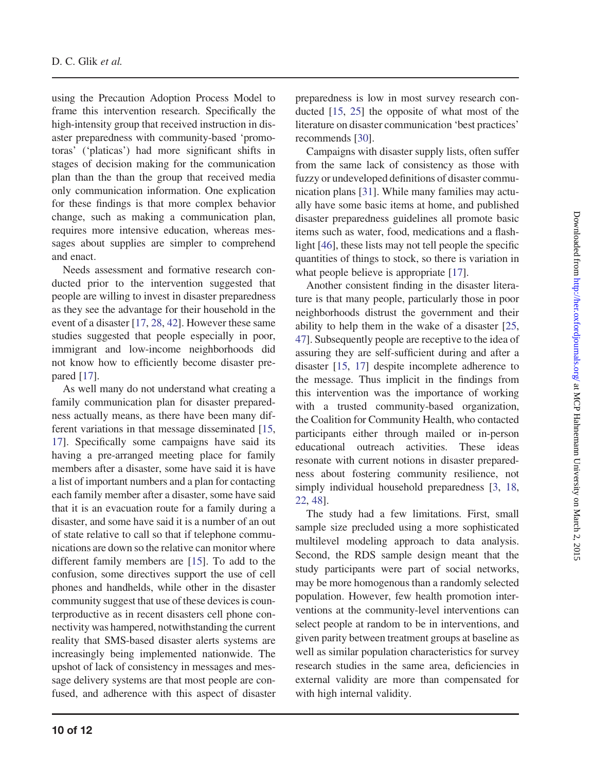using the Precaution Adoption Process Model to frame this intervention research. Specifically the high-intensity group that received instruction in disaster preparedness with community-based 'promotoras' ('platicas') had more significant shifts in stages of decision making for the communication plan than the than the group that received media only communication information. One explication for these findings is that more complex behavior change, such as making a communication plan, requires more intensive education, whereas messages about supplies are simpler to comprehend and enact.

Needs assessment and formative research conducted prior to the intervention suggested that people are willing to invest in disaster preparedness as they see the advantage for their household in the event of a disaster [17, 28, 42]. However these same studies suggested that people especially in poor, immigrant and low-income neighborhoods did not know how to efficiently become disaster prepared [17].

As well many do not understand what creating a family communication plan for disaster preparedness actually means, as there have been many different variations in that message disseminated [15, 17]. Specifically some campaigns have said its having a pre-arranged meeting place for family members after a disaster, some have said it is have a list of important numbers and a plan for contacting each family member after a disaster, some have said that it is an evacuation route for a family during a disaster, and some have said it is a number of an out of state relative to call so that if telephone communications are down so the relative can monitor where different family members are [15]. To add to the confusion, some directives support the use of cell phones and handhelds, while other in the disaster community suggest that use of these devices is counterproductive as in recent disasters cell phone connectivity was hampered, notwithstanding the current reality that SMS-based disaster alerts systems are increasingly being implemented nationwide. The upshot of lack of consistency in messages and message delivery systems are that most people are confused, and adherence with this aspect of disaster preparedness is low in most survey research conducted [15, 25] the opposite of what most of the literature on disaster communication 'best practices' recommends [30].

Campaigns with disaster supply lists, often suffer from the same lack of consistency as those with fuzzy or undeveloped definitions of disaster communication plans [31]. While many families may actually have some basic items at home, and published disaster preparedness guidelines all promote basic items such as water, food, medications and a flashlight [46], these lists may not tell people the specific quantities of things to stock, so there is variation in what people believe is appropriate [17].

Another consistent finding in the disaster literature is that many people, particularly those in poor neighborhoods distrust the government and their ability to help them in the wake of a disaster [25, 47]. Subsequently people are receptive to the idea of assuring they are self-sufficient during and after a disaster [15, 17] despite incomplete adherence to the message. Thus implicit in the findings from this intervention was the importance of working with a trusted community-based organization, the Coalition for Community Health, who contacted participants either through mailed or in-person educational outreach activities. These ideas resonate with current notions in disaster preparedness about fostering community resilience, not simply individual household preparedness [3, 18, 22, 48].

The study had a few limitations. First, small sample size precluded using a more sophisticated multilevel modeling approach to data analysis. Second, the RDS sample design meant that the study participants were part of social networks, may be more homogenous than a randomly selected population. However, few health promotion interventions at the community-level interventions can select people at random to be in interventions, and given parity between treatment groups at baseline as well as similar population characteristics for survey research studies in the same area, deficiencies in external validity are more than compensated for with high internal validity.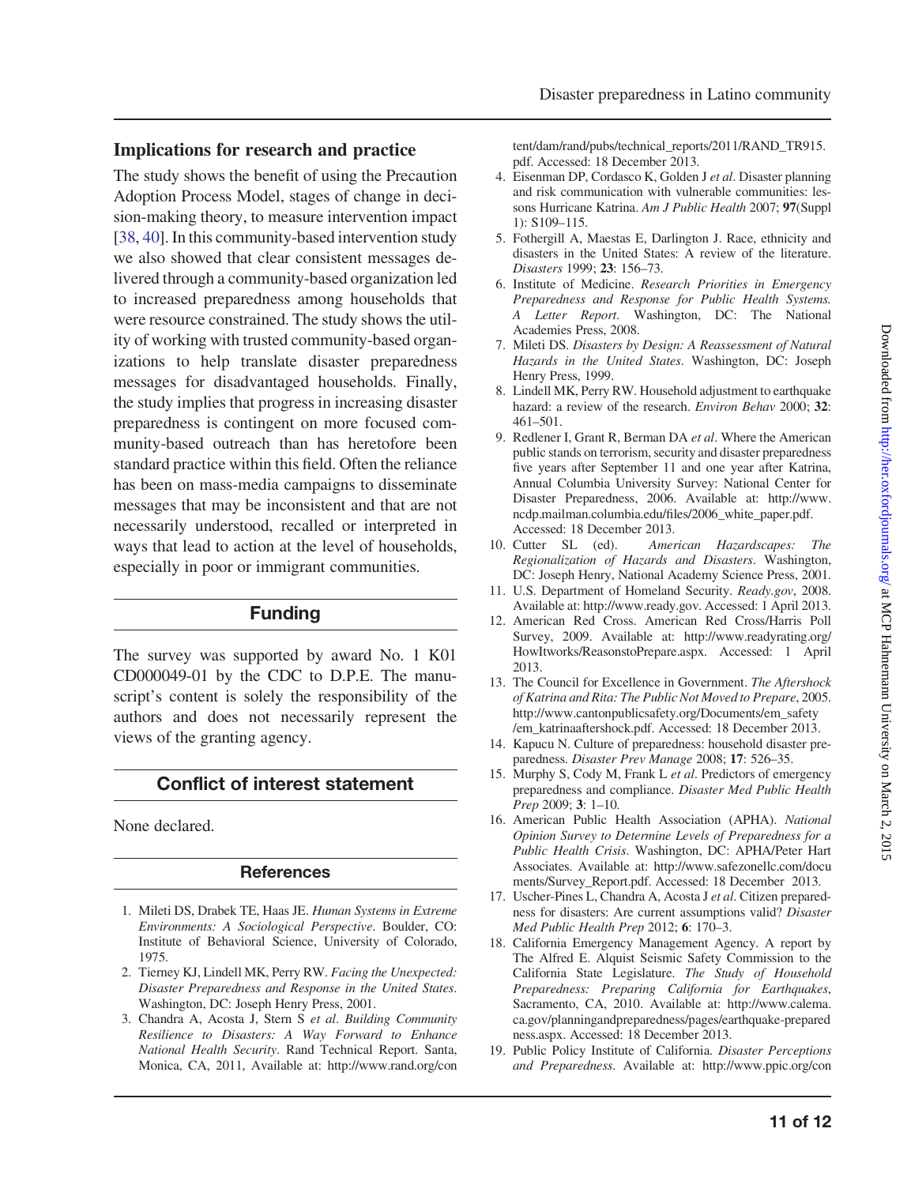## Implications for research and practice

The study shows the benefit of using the Precaution Adoption Process Model, stages of change in decision-making theory, to measure intervention impact [38, 40]. In this community-based intervention study we also showed that clear consistent messages delivered through a community-based organization led to increased preparedness among households that were resource constrained. The study shows the utility of working with trusted community-based organizations to help translate disaster preparedness messages for disadvantaged households. Finally, the study implies that progress in increasing disaster preparedness is contingent on more focused community-based outreach than has heretofore been standard practice within this field. Often the reliance has been on mass-media campaigns to disseminate messages that may be inconsistent and that are not necessarily understood, recalled or interpreted in ways that lead to action at the level of households, especially in poor or immigrant communities.

## Funding

The survey was supported by award No. 1 K01 CD000049-01 by the CDC to D.P.E. The manuscript's content is solely the responsibility of the authors and does not necessarily represent the views of the granting agency.

## Conflict of interest statement

None declared.

## References

1. Mileti DS, Drabek TE, Haas JE. *Human Systems in Extreme Environments: A Sociological Perspective*. Boulder, CO: Institute of Behavioral Science, University of Colorado, 1975.
2. Tierney KJ, Lindell MK, Perry RW. *Facing the Unexpected: Disaster Preparedness and Response in the United States*. Washington, DC: Joseph Henry Press, 2001.
3. Chandra A, Acosta J, Stern S *et al*. *Building Community Resilience to Disasters: A Way Forward to Enhance National Health Security*. Rand Technical Report. Santa, Monica, CA, 2011, Available at: http://www.rand.org/content/dam/rand/pubs/technical_reports/2011/RAND_TR915.pdf. Accessed: 18 December 2013.
4. Eisenman DP, Cordasco K, Golden J *et al*. Disaster planning and risk communication with vulnerable communities: lessons Hurricane Katrina. *Am J Public Health* 2007; **97**(Suppl 1): S109–115.
5. Fothergill A, Maestas E, Darlington J. Race, ethnicity and disasters in the United States: A review of the literature. *Disasters* 1999; **23**: 156–73.
6. Institute of Medicine. *Research Priorities in Emergency Preparedness and Response for Public Health Systems. A Letter Report*. Washington, DC: The National Academies Press, 2008.
7. Mileti DS. *Disasters by Design: A Reassessment of Natural Hazards in the United States*. Washington, DC: Joseph Henry Press, 1999.
8. Lindell MK, Perry RW. Household adjustment to earthquake hazard: a review of the research. *Environ Behav* 2000; **32**: 461–501.
9. Redlener I, Grant R, Berman DA *et al*. Where the American public stands on terrorism, security and disaster preparedness five years after September 11 and one year after Katrina, Annual Columbia University Survey: National Center for Disaster Preparedness, 2006. Available at: http://www.ncdp.mailman.columbia.edu/files/2006_white_paper.pdf. Accessed: 18 December 2013.
10. Cutter SL (ed). *American Hazardscapes: The Regionalization of Hazards and Disasters*. Washington, DC: Joseph Henry, National Academy Science Press, 2001.
11. U.S. Department of Homeland Security. *Ready.gov*, 2008. Available at: http://www.ready.gov. Accessed: 1 April 2013.
12. American Red Cross. American Red Cross/Harris Poll Survey, 2009. Available at: http://www.readyrating.org/HowItworks/ReasonstoPrepare.aspx. Accessed: 1 April 2013.
13. The Council for Excellence in Government. *The Aftershock of Katrina and Rita: The Public Not Moved to Prepare*, 2005. http://www.cantonpublicsafety.org/Documents/em_safety/em_katrinaaftershock.pdf. Accessed: 18 December 2013.
14. Kapucu N. Culture of preparedness: household disaster preparedness. *Disaster Prev Manage* 2008; **17**: 526–35.
15. Murphy S, Cody M, Frank L *et al*. Predictors of emergency preparedness and compliance. *Disaster Med Public Health Prep* 2009; **3**: 1–10.
16. American Public Health Association (APHA). *National Opinion Survey to Determine Levels of Preparedness for a Public Health Crisis*. Washington, DC: APHA/Peter Hart Associates. Available at: http://www.safezonellc.com/documents/Survey_Report.pdf. Accessed: 18 December 2013.
17. Uscher-Pines L, Chandra A, Acosta J *et al*. Citizen preparedness for disasters: Are current assumptions valid? *Disaster Med Public Health Prep* 2012; **6**: 170–3.
18. California Emergency Management Agency. A report by The Alfred E. Alquist Seismic Safety Commission to the California State Legislature. *The Study of Household Preparedness: Preparing California for Earthquakes*, Sacramento, CA, 2010. Available at: http://www.calema.ca.gov/planningandpreparedness/pages/earthquake-preparedness.aspx. Accessed: 18 December 2013.
19. Public Policy Institute of California. *Disaster Perceptions and Preparedness*. Available at: http://www.ppic.org/con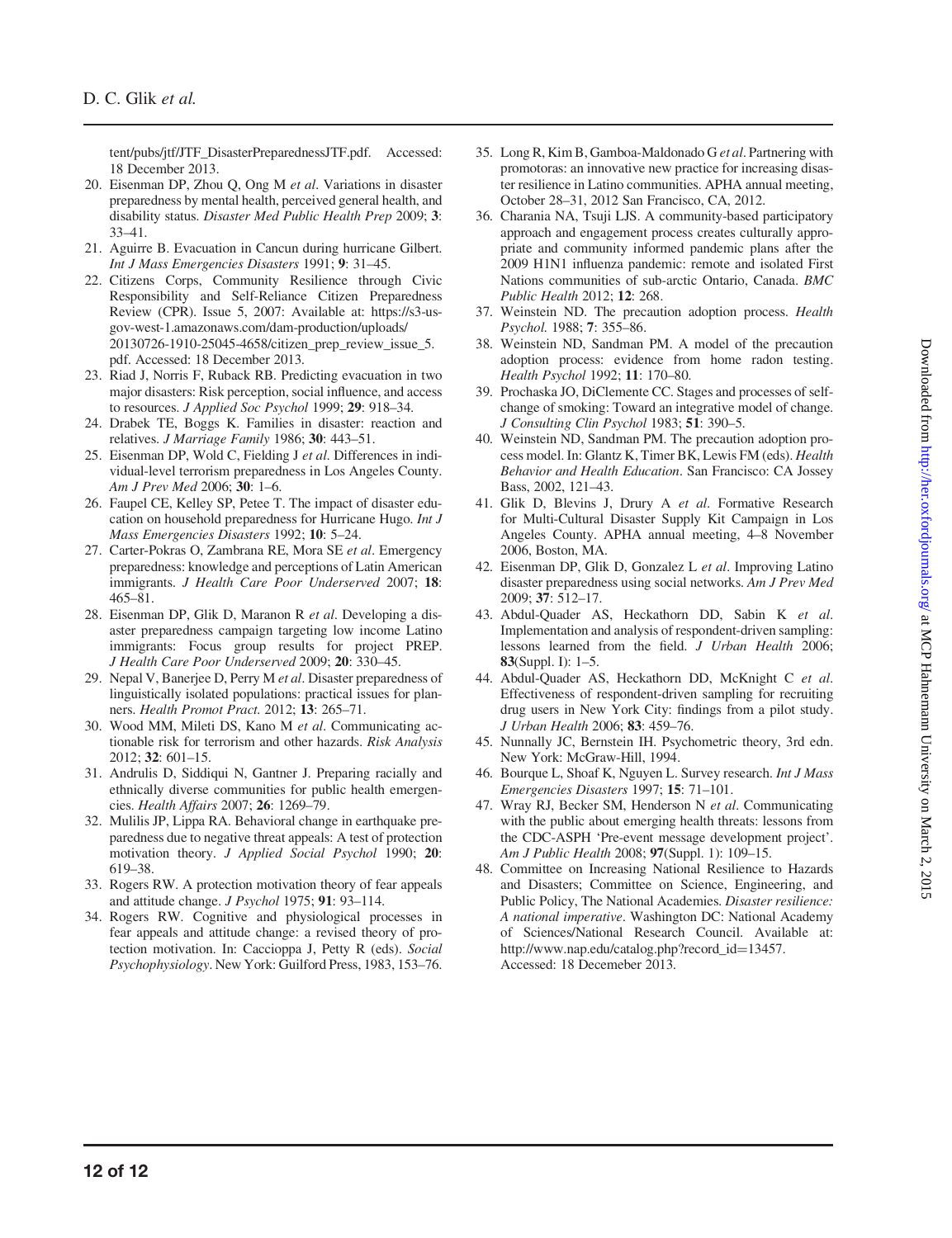tent/pubs/jtf/JTF_DisasterPreparednessJTF.pdf. Accessed: 18 December 2013.

20. Eisenman DP, Zhou Q, Ong M *et al*. Variations in disaster preparedness by mental health, perceived general health, and disability status. *Disaster Med Public Health Prep* 2009; **3**: 33–41.
21. Aguirre B. Evacuation in Cancun during hurricane Gilbert. *Int J Mass Emergencies Disasters* 1991; **9**: 31–45.
22. Citizens Corps, Community Resilience through Civic Responsibility and Self-Reliance Citizen Preparedness Review (CPR). Issue 5, 2007: Available at: https://s3-us-gov-west-1.amazonaws.com/dam-production/uploads/20130726-1910-25045-4658/citizen_prep_review_issue_5.pdf. Accessed: 18 December 2013.
23. Riad J, Norris F, Ruback RB. Predicting evacuation in two major disasters: Risk perception, social influence, and access to resources. *J Applied Soc Psychol* 1999; **29**: 918–34.
24. Drabek TE, Boggs K. Families in disaster: reaction and relatives. *J Marriage Family* 1986; **30**: 443–51.
25. Eisenman DP, Wold C, Fielding J *et al*. Differences in individual-level terrorism preparedness in Los Angeles County. *Am J Prev Med* 2006; **30**: 1–6.
26. Faupel CE, Kelley SP, Petee T. The impact of disaster education on household preparedness for Hurricane Hugo. *Int J Mass Emergencies Disasters* 1992; **10**: 5–24.
27. Carter-Pokras O, Zambrana RE, Mora SE *et al*. Emergency preparedness: knowledge and perceptions of Latin American immigrants. *J Health Care Poor Underserved* 2007; **18**: 465–81.
28. Eisenman DP, Glik D, Maranon R *et al*. Developing a disaster preparedness campaign targeting low income Latino immigrants: Focus group results for project PREP. *J Health Care Poor Underserved* 2009; **20**: 330–45.
29. Nepal V, Banerjee D, Perry M *et al*. Disaster preparedness of linguistically isolated populations: practical issues for planners. *Health Promot Pract*. 2012; **13**: 265–71.
30. Wood MM, Mileti DS, Kano M *et al*. Communicating actionable risk for terrorism and other hazards. *Risk Analysis* 2012; **32**: 601–15.
31. Andrulis D, Siddiqui N, Gantner J. Preparing racially and ethnically diverse communities for public health emergencies. *Health Affairs* 2007; **26**: 1269–79.
32. Mulilis JP, Lippa RA. Behavioral change in earthquake preparedness due to negative threat appeals: A test of protection motivation theory. *J Applied Social Psychol* 1990; **20**: 619–38.
33. Rogers RW. A protection motivation theory of fear appeals and attitude change. *J Psychol* 1975; **91**: 93–114.
34. Rogers RW. Cognitive and physiological processes in fear appeals and attitude change: a revised theory of protection motivation. In: Caccioppa J, Petty R (eds). *Social Psychophysiology*. New York: Guilford Press, 1983, 153–76.
35. Long R, Kim B, Gamboa-Maldonado G *et al*. Partnering with promotoras: an innovative new practice for increasing disaster resilience in Latino communities. APHA annual meeting, October 28–31, 2012 San Francisco, CA, 2012.
36. Charania NA, Tsuji LJS. A community-based participatory approach and engagement process creates culturally appropriate and community informed pandemic plans after the 2009 H1N1 influenza pandemic: remote and isolated First Nations communities of sub-arctic Ontario, Canada. *BMC Public Health* 2012; **12**: 268.
37. Weinstein ND. The precaution adoption process. *Health Psychol*. 1988; **7**: 355–86.
38. Weinstein ND, Sandman PM. A model of the precaution adoption process: evidence from home radon testing. *Health Psychol* 1992; **11**: 170–80.
39. Prochaska JO, DiClemente CC. Stages and processes of self-change of smoking: Toward an integrative model of change. *J Consulting Clin Psychol* 1983; **51**: 390–5.
40. Weinstein ND, Sandman PM. The precaution adoption process model. In: Glantz K, Timer BK, Lewis FM (eds). *Health Behavior and Health Education*. San Francisco: CA Jossey Bass, 2002, 121–43.
41. Glik D, Blevins J, Drury A *et al*. Formative Research for Multi-Cultural Disaster Supply Kit Campaign in Los Angeles County. APHA annual meeting, 4–8 November 2006, Boston, MA.
42. Eisenman DP, Glik D, Gonzalez L *et al*. Improving Latino disaster preparedness using social networks. *Am J Prev Med* 2009; **37**: 512–17.
43. Abdul-Quader AS, Heckathorn DD, Sabin K *et al*. Implementation and analysis of respondent-driven sampling: lessons learned from the field. *J Urban Health* 2006; **83**(Suppl. I): 1–5.
44. Abdul-Quader AS, Heckathorn DD, McKnight C *et al*. Effectiveness of respondent-driven sampling for recruiting drug users in New York City: findings from a pilot study. *J Urban Health* 2006; **83**: 459–76.
45. Nunnally JC, Bernstein IH. Psychometric theory, 3rd edn. New York: McGraw-Hill, 1994.
46. Bourque L, Shoaf K, Nguyen L. Survey research. *Int J Mass Emergencies Disasters* 1997; **15**: 71–101.
47. Wray RJ, Becker SM, Henderson N *et al*. Communicating with the public about emerging health threats: lessons from the CDC-ASPH 'Pre-event message development project'. *Am J Public Health* 2008; **97**(Suppl. 1): 109–15.
48. Committee on Increasing National Resilience to Hazards and Disasters; Committee on Science, Engineering, and Public Policy, The National Academies. *Disaster resilience: A national imperative*. Washington DC: National Academy of Sciences/National Research Council. Available at: http://www.nap.edu/catalog.php?record_id=13457. Accessed: 18 Decemeber 2013.